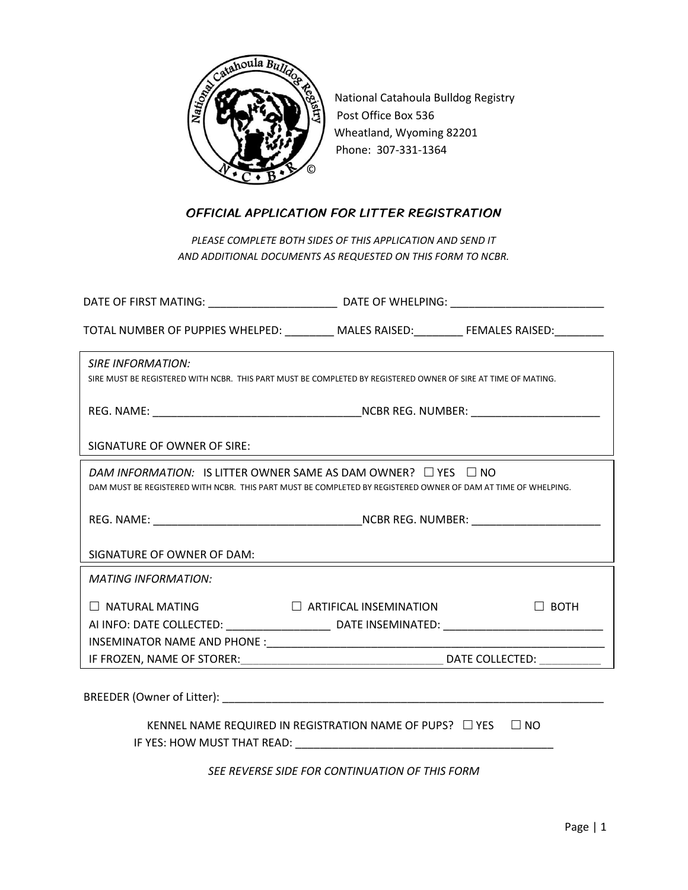National Catahoula Bulldog Registry
Post Office Box 536
Wheatland, Wyoming 82201
Phone: 307-331-1364

## *OFFICIAL APPLICATION FOR LITTER REGISTRATION*

*PLEASE COMPLETE BOTH SIDES OF THIS APPLICATION AND SEND IT AND ADDITIONAL DOCUMENTS AS REQUESTED ON THIS FORM TO NCBR.*

DATE OF FIRST MATING: _____________________ DATE OF WHELPING: _________________________

TOTAL NUMBER OF PUPPIES WHELPED: ________ MALES RAISED:________ FEMALES RAISED:________

*SIRE INFORMATION:*

SIRE MUST BE REGISTERED WITH NCBR. THIS PART MUST BE COMPLETED BY REGISTERED OWNER OF SIRE AT TIME OF MATING.

REG. NAME: __________________________________NCBR REG. NUMBER: _____________________

SIGNATURE OF OWNER OF SIRE:

*DAM INFORMATION:* IS LITTER OWNER SAME AS DAM OWNER? ☐ YES ☐ NO

DAM MUST BE REGISTERED WITH NCBR. THIS PART MUST BE COMPLETED BY REGISTERED OWNER OF DAM AT TIME OF WHELPING.

REG. NAME: __________________________________NCBR REG. NUMBER: _____________________

SIGNATURE OF OWNER OF DAM:

*MATING INFORMATION:*

☐ NATURAL MATING ☐ ARTIFICAL INSEMINATION ☐ BOTH

AI INFO: DATE COLLECTED: _________________ DATE INSEMINATED: __________________________

INSEMINATOR NAME AND PHONE :_________________________________________________________

IF FROZEN, NAME OF STORER:_________________________________ DATE COLLECTED: __________

BREEDER (Owner of Litter): _______________________________________________________________

KENNEL NAME REQUIRED IN REGISTRATION NAME OF PUPS? ☐ YES ☐ NO

IF YES: HOW MUST THAT READ: __________________________________________

*SEE REVERSE SIDE FOR CONTINUATION OF THIS FORM*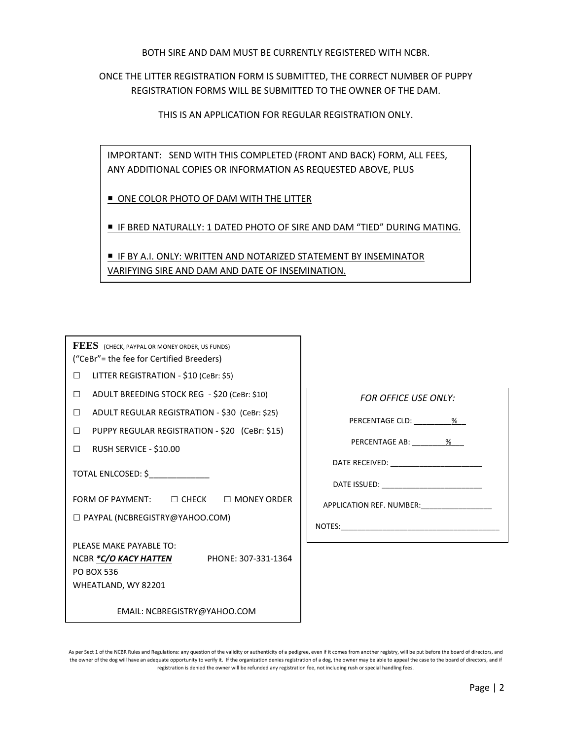BOTH SIRE AND DAM MUST BE CURRENTLY REGISTERED WITH NCBR.

ONCE THE LITTER REGISTRATION FORM IS SUBMITTED, THE CORRECT NUMBER OF PUPPY REGISTRATION FORMS WILL BE SUBMITTED TO THE OWNER OF THE DAM.

THIS IS AN APPLICATION FOR REGULAR REGISTRATION ONLY.

IMPORTANT: SEND WITH THIS COMPLETED (FRONT AND BACK) FORM, ALL FEES, ANY ADDITIONAL COPIES OR INFORMATION AS REQUESTED ABOVE, PLUS

- ONE COLOR PHOTO OF DAM WITH THE LITTER
- IF BRED NATURALLY: 1 DATED PHOTO OF SIRE AND DAM "TIED" DURING MATING.
- IF BY A.I. ONLY: WRITTEN AND NOTARIZED STATEMENT BY INSEMINATOR VARIFYING SIRE AND DAM AND DATE OF INSEMINATION.

**FEES** (CHECK, PAYPAL OR MONEY ORDER, US FUNDS)
("CeBr"= the fee for Certified Breeders)

☐ LITTER REGISTRATION - $10 (CeBr: $5)

☐ ADULT BREEDING STOCK REG - $20 (CeBr: $10)

☐ ADULT REGULAR REGISTRATION - $30 (CeBr: $25)

☐ PUPPY REGULAR REGISTRATION - $20 (CeBr: $15)

☐ RUSH SERVICE - $10.00

TOTAL ENLCOSED: $_____________

FORM OF PAYMENT: ☐ CHECK ☐ MONEY ORDER

☐ PAYPAL (NCBREGISTRY@YAHOO.COM)

PLEASE MAKE PAYABLE TO:
NCBR ***C/O KACY HATTEN*** PHONE: 307-331-1364
PO BOX 536
WHEATLAND, WY 82201

EMAIL: NCBREGISTRY@YAHOO.COM

*FOR OFFICE USE ONLY:*

PERCENTAGE CLD: _________%__

PERCENTAGE AB: ________%___

DATE RECEIVED: ______________________

DATE ISSUED: ________________________

APPLICATION REF. NUMBER:_________________

NOTES:_____________________________________

As per Sect 1 of the NCBR Rules and Regulations: any question of the validity or authenticity of a pedigree, even if it comes from another registry, will be put before the board of directors, and the owner of the dog will have an adequate opportunity to verify it. If the organization denies registration of a dog, the owner may be able to appeal the case to the board of directors, and if registration is denied the owner will be refunded any registration fee, not including rush or special handling fees.